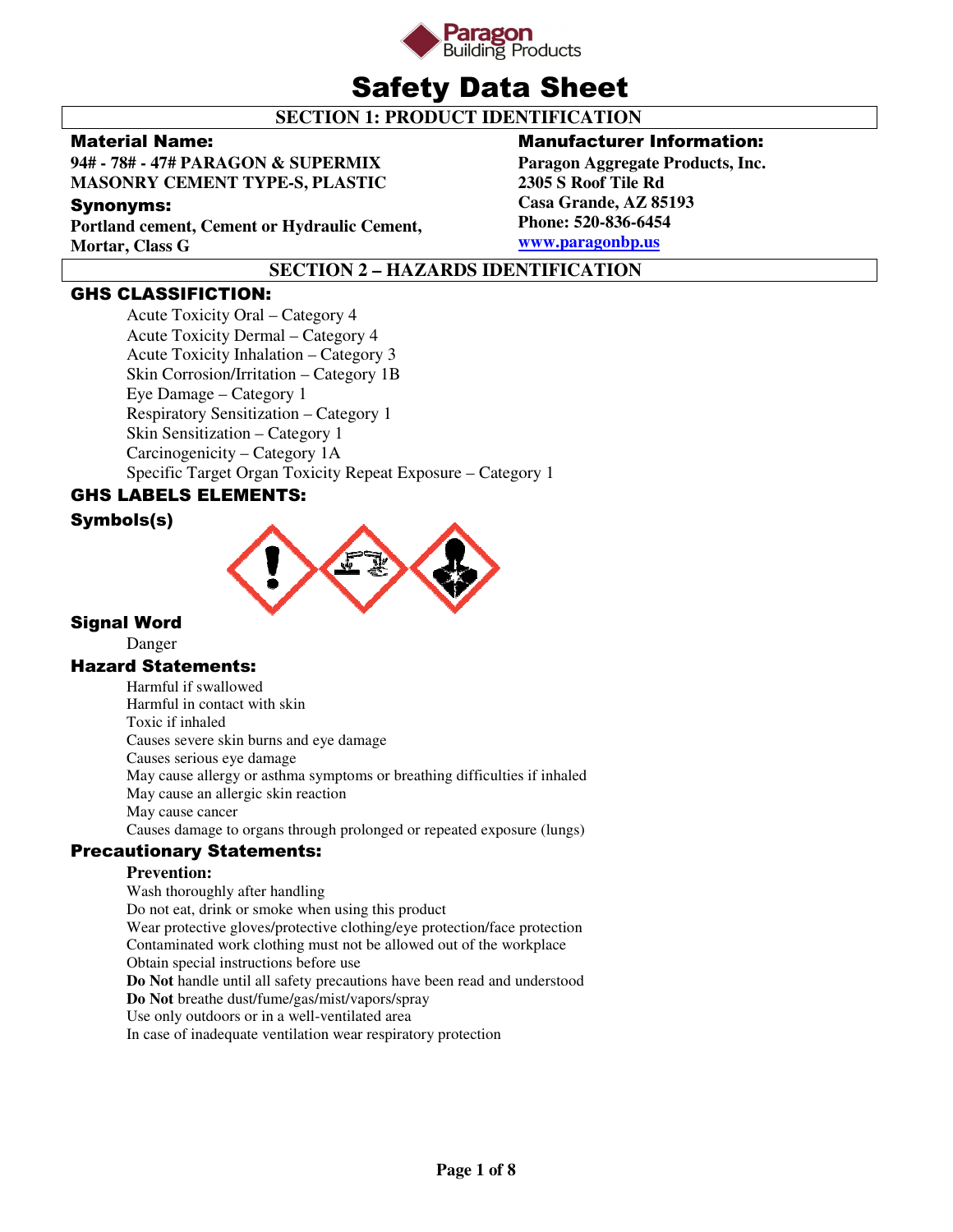Paragon Building Products

# Safety Data Sheet

## SECTION 1: PRODUCT IDENTIFICATION

### Material Name:

**94# - 78# - 47# PARAGON & SUPERMIX MASONRY CEMENT TYPE-S, PLASTIC**

### Synonyms:

**Portland cement, Cement or Hydraulic Cement, Mortar, Class G**

### Manufacturer Information:

**Paragon Aggregate Products, Inc.**
**2305 S Roof Tile Rd**
**Casa Grande, AZ 85193**
**Phone: 520-836-6454**
**www.paragonbp.us**

## SECTION 2 – HAZARDS IDENTIFICATION

### GHS CLASSIFICTION:

- Acute Toxicity Oral – Category 4
- Acute Toxicity Dermal – Category 4
- Acute Toxicity Inhalation – Category 3
- Skin Corrosion/Irritation – Category 1B
- Eye Damage – Category 1
- Respiratory Sensitization – Category 1
- Skin Sensitization – Category 1
- Carcinogenicity – Category 1A
- Specific Target Organ Toxicity Repeat Exposure – Category 1

### GHS LABELS ELEMENTS:

### Symbols(s)

### Signal Word

Danger

### Hazard Statements:

- Harmful if swallowed
- Harmful in contact with skin
- Toxic if inhaled
- Causes severe skin burns and eye damage
- Causes serious eye damage
- May cause allergy or asthma symptoms or breathing difficulties if inhaled
- May cause an allergic skin reaction
- May cause cancer
- Causes damage to organs through prolonged or repeated exposure (lungs)

### Precautionary Statements:

**Prevention:**

- Wash thoroughly after handling
- Do not eat, drink or smoke when using this product
- Wear protective gloves/protective clothing/eye protection/face protection
- Contaminated work clothing must not be allowed out of the workplace
- Obtain special instructions before use
- **Do Not** handle until all safety precautions have been read and understood
- **Do Not** breathe dust/fume/gas/mist/vapors/spray
- Use only outdoors or in a well-ventilated area
- In case of inadequate ventilation wear respiratory protection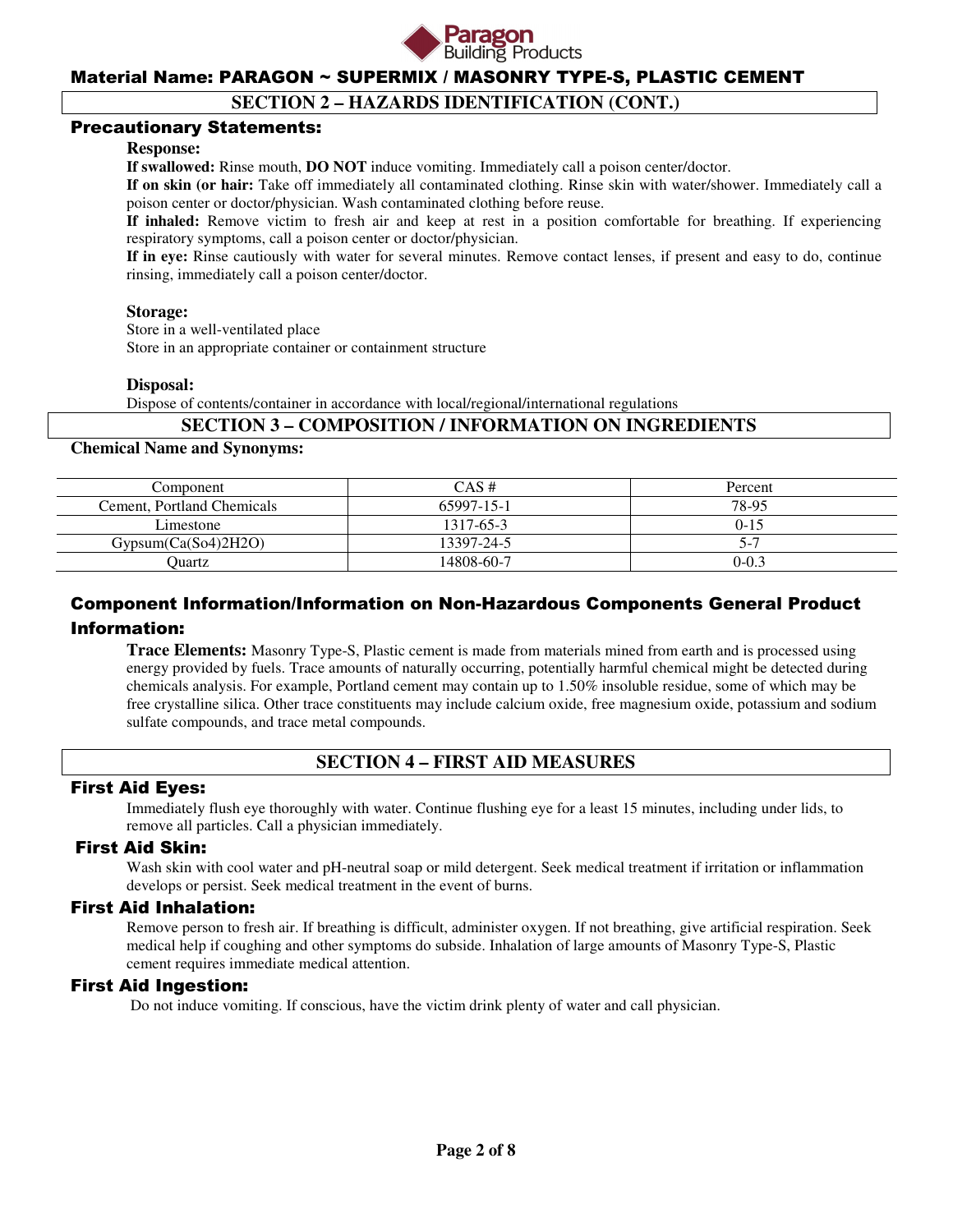## SECTION 2 – HAZARDS IDENTIFICATION (CONT.)

### Precautionary Statements:

**Response:**

**If swallowed:** Rinse mouth, **DO NOT** induce vomiting. Immediately call a poison center/doctor.

**If on skin (or hair):** Take off immediately all contaminated clothing. Rinse skin with water/shower. Immediately call a poison center or doctor/physician. Wash contaminated clothing before reuse.

**If inhaled:** Remove victim to fresh air and keep at rest in a position comfortable for breathing. If experiencing respiratory symptoms, call a poison center or doctor/physician.

**If in eye:** Rinse cautiously with water for several minutes. Remove contact lenses, if present and easy to do, continue rinsing, immediately call a poison center/doctor.

**Storage:**

Store in a well-ventilated place

Store in an appropriate container or containment structure

**Disposal:**

Dispose of contents/container in accordance with local/regional/international regulations

## SECTION 3 – COMPOSITION / INFORMATION ON INGREDIENTS

**Chemical Name and Synonyms:**

| Component | CAS # | Percent |
|---|---|---|
| Cement, Portland Chemicals | 65997-15-1 | 78-95 |
| Limestone | 1317-65-3 | 0-15 |
| Gypsum(Ca(So4)2H2O) | 13397-24-5 | 5-7 |
| Quartz | 14808-60-7 | 0-0.3 |

### Component Information/Information on Non-Hazardous Components General Product Information:

**Trace Elements:** Masonry Type-S, Plastic cement is made from materials mined from earth and is processed using energy provided by fuels. Trace amounts of naturally occurring, potentially harmful chemical might be detected during chemicals analysis. For example, Portland cement may contain up to 1.50% insoluble residue, some of which may be free crystalline silica. Other trace constituents may include calcium oxide, free magnesium oxide, potassium and sodium sulfate compounds, and trace metal compounds.

## SECTION 4 – FIRST AID MEASURES

### First Aid Eyes:

Immediately flush eye thoroughly with water. Continue flushing eye for a least 15 minutes, including under lids, to remove all particles. Call a physician immediately.

### First Aid Skin:

Wash skin with cool water and pH-neutral soap or mild detergent. Seek medical treatment if irritation or inflammation develops or persist. Seek medical treatment in the event of burns.

### First Aid Inhalation:

Remove person to fresh air. If breathing is difficult, administer oxygen. If not breathing, give artificial respiration. Seek medical help if coughing and other symptoms do subside. Inhalation of large amounts of Masonry Type-S, Plastic cement requires immediate medical attention.

### First Aid Ingestion:

Do not induce vomiting. If conscious, have the victim drink plenty of water and call physician.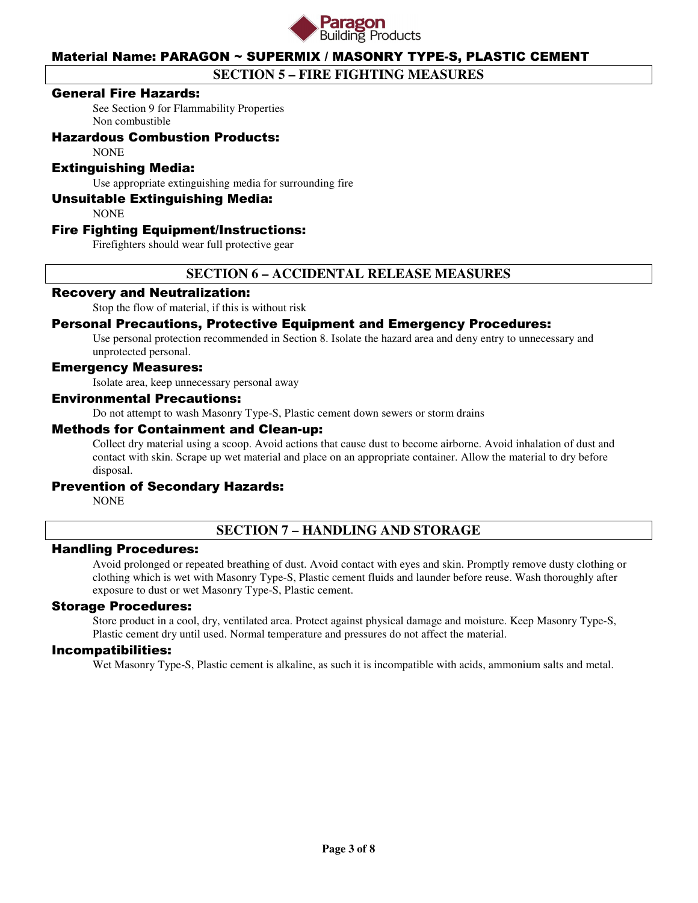## SECTION 5 – FIRE FIGHTING MEASURES

### General Fire Hazards:

See Section 9 for Flammability Properties
Non combustible

### Hazardous Combustion Products:

NONE

### Extinguishing Media:

Use appropriate extinguishing media for surrounding fire

### Unsuitable Extinguishing Media:

NONE

### Fire Fighting Equipment/Instructions:

Firefighters should wear full protective gear

## SECTION 6 – ACCIDENTAL RELEASE MEASURES

### Recovery and Neutralization:

Stop the flow of material, if this is without risk

### Personal Precautions, Protective Equipment and Emergency Procedures:

Use personal protection recommended in Section 8. Isolate the hazard area and deny entry to unnecessary and unprotected personal.

### Emergency Measures:

Isolate area, keep unnecessary personal away

### Environmental Precautions:

Do not attempt to wash Masonry Type-S, Plastic cement down sewers or storm drains

### Methods for Containment and Clean-up:

Collect dry material using a scoop. Avoid actions that cause dust to become airborne. Avoid inhalation of dust and contact with skin. Scrape up wet material and place on an appropriate container. Allow the material to dry before disposal.

### Prevention of Secondary Hazards:

NONE

## SECTION 7 – HANDLING AND STORAGE

### Handling Procedures:

Avoid prolonged or repeated breathing of dust. Avoid contact with eyes and skin. Promptly remove dusty clothing or clothing which is wet with Masonry Type-S, Plastic cement fluids and launder before reuse. Wash thoroughly after exposure to dust or wet Masonry Type-S, Plastic cement.

### Storage Procedures:

Store product in a cool, dry, ventilated area. Protect against physical damage and moisture. Keep Masonry Type-S, Plastic cement dry until used. Normal temperature and pressures do not affect the material.

### Incompatibilities:

Wet Masonry Type-S, Plastic cement is alkaline, as such it is incompatible with acids, ammonium salts and metal.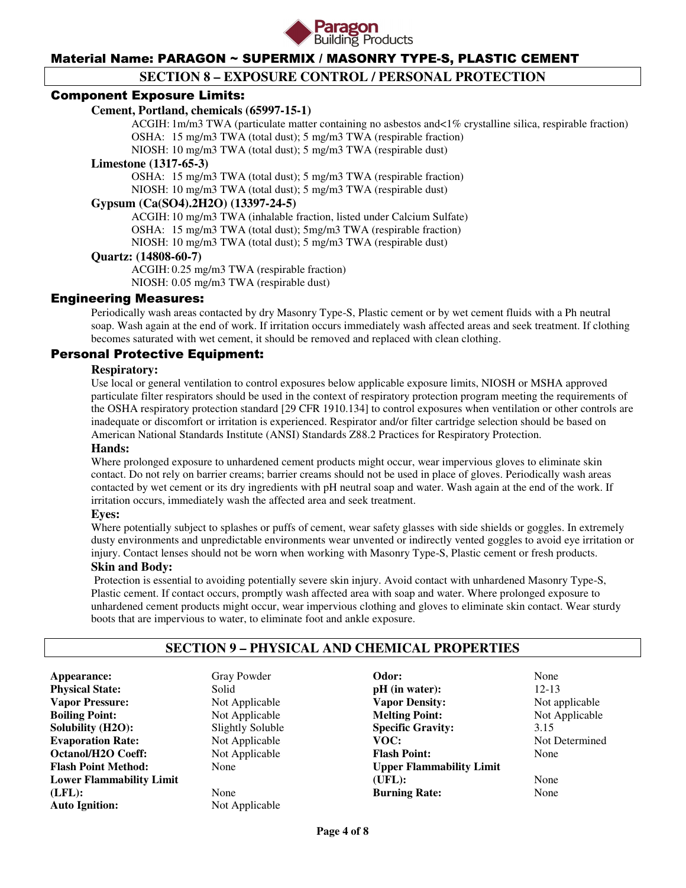## SECTION 8 – EXPOSURE CONTROL / PERSONAL PROTECTION

### Component Exposure Limits:

**Cement, Portland, chemicals (65997-15-1)**

ACGIH: 1m/m3 TWA (particulate matter containing no asbestos and<1% crystalline silica, respirable fraction)
OSHA: 15 mg/m3 TWA (total dust); 5 mg/m3 TWA (respirable fraction)
NIOSH: 10 mg/m3 TWA (total dust); 5 mg/m3 TWA (respirable dust)

**Limestone (1317-65-3)**

OSHA: 15 mg/m3 TWA (total dust); 5 mg/m3 TWA (respirable fraction)
NIOSH: 10 mg/m3 TWA (total dust); 5 mg/m3 TWA (respirable dust)

**Gypsum (Ca(SO4).2H2O) (13397-24-5)**

ACGIH: 10 mg/m3 TWA (inhalable fraction, listed under Calcium Sulfate)
OSHA: 15 mg/m3 TWA (total dust); 5mg/m3 TWA (respirable fraction)
NIOSH: 10 mg/m3 TWA (total dust); 5 mg/m3 TWA (respirable dust)

**Quartz: (14808-60-7)**

ACGIH: 0.25 mg/m3 TWA (respirable fraction)
NIOSH: 0.05 mg/m3 TWA (respirable dust)

### Engineering Measures:

Periodically wash areas contacted by dry Masonry Type-S, Plastic cement or by wet cement fluids with a Ph neutral soap. Wash again at the end of work. If irritation occurs immediately wash affected areas and seek treatment. If clothing becomes saturated with wet cement, it should be removed and replaced with clean clothing.

### Personal Protective Equipment:

**Respiratory:**

Use local or general ventilation to control exposures below applicable exposure limits, NIOSH or MSHA approved particulate filter respirators should be used in the context of respiratory protection program meeting the requirements of the OSHA respiratory protection standard [29 CFR 1910.134] to control exposures when ventilation or other controls are inadequate or discomfort or irritation is experienced. Respirator and/or filter cartridge selection should be based on American National Standards Institute (ANSI) Standards Z88.2 Practices for Respiratory Protection.

**Hands:**

Where prolonged exposure to unhardened cement products might occur, wear impervious gloves to eliminate skin contact. Do not rely on barrier creams; barrier creams should not be used in place of gloves. Periodically wash areas contacted by wet cement or its dry ingredients with pH neutral soap and water. Wash again at the end of the work. If irritation occurs, immediately wash the affected area and seek treatment.

**Eyes:**

Where potentially subject to splashes or puffs of cement, wear safety glasses with side shields or goggles. In extremely dusty environments and unpredictable environments wear unvented or indirectly vented goggles to avoid eye irritation or injury. Contact lenses should not be worn when working with Masonry Type-S, Plastic cement or fresh products.

**Skin and Body:**

Protection is essential to avoiding potentially severe skin injury. Avoid contact with unhardened Masonry Type-S, Plastic cement. If contact occurs, promptly wash affected area with soap and water. Where prolonged exposure to unhardened cement products might occur, wear impervious clothing and gloves to eliminate skin contact. Wear sturdy boots that are impervious to water, to eliminate foot and ankle exposure.

## SECTION 9 – PHYSICAL AND CHEMICAL PROPERTIES

| Property | Value | Property | Value |
|---|---|---|---|
| **Appearance:** | Gray Powder | **Odor:** | None |
| **Physical State:** | Solid | **pH (in water):** | 12-13 |
| **Vapor Pressure:** | Not Applicable | **Vapor Density:** | Not applicable |
| **Boiling Point:** | Not Applicable | **Melting Point:** | Not Applicable |
| **Solubility (H2O):** | Slightly Soluble | **Specific Gravity:** | 3.15 |
| **Evaporation Rate:** | Not Applicable | **VOC:** | Not Determined |
| **Octanol/H2O Coeff:** | Not Applicable | **Flash Point:** | None |
| **Flash Point Method:** | None | **Upper Flammability Limit (UFL):** | None |
| **Lower Flammability Limit (LFL):** | None | **Burning Rate:** | None |
| **Auto Ignition:** | Not Applicable | | |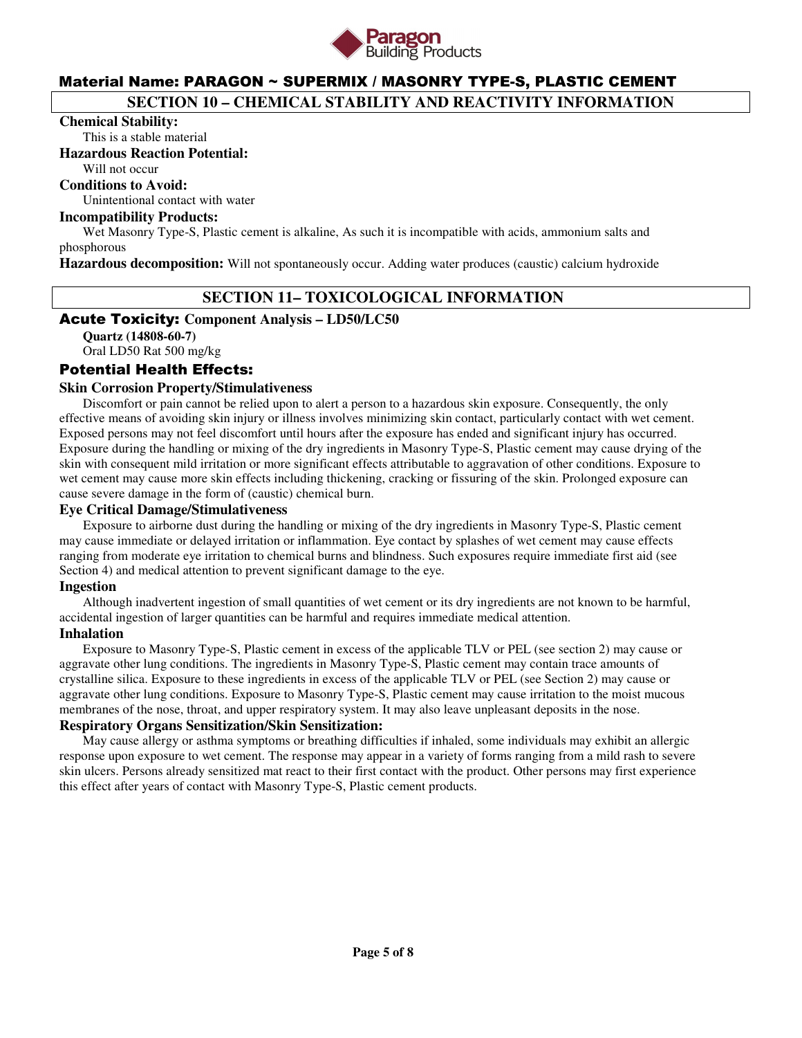## SECTION 10 – CHEMICAL STABILITY AND REACTIVITY INFORMATION

**Chemical Stability:**

This is a stable material

**Hazardous Reaction Potential:**

Will not occur

**Conditions to Avoid:**

Unintentional contact with water

**Incompatibility Products:**

Wet Masonry Type-S, Plastic cement is alkaline, As such it is incompatible with acids, ammonium salts and phosphorous

**Hazardous decomposition:** Will not spontaneously occur. Adding water produces (caustic) calcium hydroxide

## SECTION 11– TOXICOLOGICAL INFORMATION

### Acute Toxicity: Component Analysis – LD50/LC50

**Quartz (14808-60-7)**

Oral LD50 Rat 500 mg/kg

### Potential Health Effects:

**Skin Corrosion Property/Stimulativeness**

Discomfort or pain cannot be relied upon to alert a person to a hazardous skin exposure. Consequently, the only effective means of avoiding skin injury or illness involves minimizing skin contact, particularly contact with wet cement. Exposed persons may not feel discomfort until hours after the exposure has ended and significant injury has occurred. Exposure during the handling or mixing of the dry ingredients in Masonry Type-S, Plastic cement may cause drying of the skin with consequent mild irritation or more significant effects attributable to aggravation of other conditions. Exposure to wet cement may cause more skin effects including thickening, cracking or fissuring of the skin. Prolonged exposure can cause severe damage in the form of (caustic) chemical burn.

**Eye Critical Damage/Stimulativeness**

Exposure to airborne dust during the handling or mixing of the dry ingredients in Masonry Type-S, Plastic cement may cause immediate or delayed irritation or inflammation. Eye contact by splashes of wet cement may cause effects ranging from moderate eye irritation to chemical burns and blindness. Such exposures require immediate first aid (see Section 4) and medical attention to prevent significant damage to the eye.

**Ingestion**

Although inadvertent ingestion of small quantities of wet cement or its dry ingredients are not known to be harmful, accidental ingestion of larger quantities can be harmful and requires immediate medical attention.

**Inhalation**

Exposure to Masonry Type-S, Plastic cement in excess of the applicable TLV or PEL (see section 2) may cause or aggravate other lung conditions. The ingredients in Masonry Type-S, Plastic cement may contain trace amounts of crystalline silica. Exposure to these ingredients in excess of the applicable TLV or PEL (see Section 2) may cause or aggravate other lung conditions. Exposure to Masonry Type-S, Plastic cement may cause irritation to the moist mucous membranes of the nose, throat, and upper respiratory system. It may also leave unpleasant deposits in the nose.

**Respiratory Organs Sensitization/Skin Sensitization:**

May cause allergy or asthma symptoms or breathing difficulties if inhaled, some individuals may exhibit an allergic response upon exposure to wet cement. The response may appear in a variety of forms ranging from a mild rash to severe skin ulcers. Persons already sensitized mat react to their first contact with the product. Other persons may first experience this effect after years of contact with Masonry Type-S, Plastic cement products.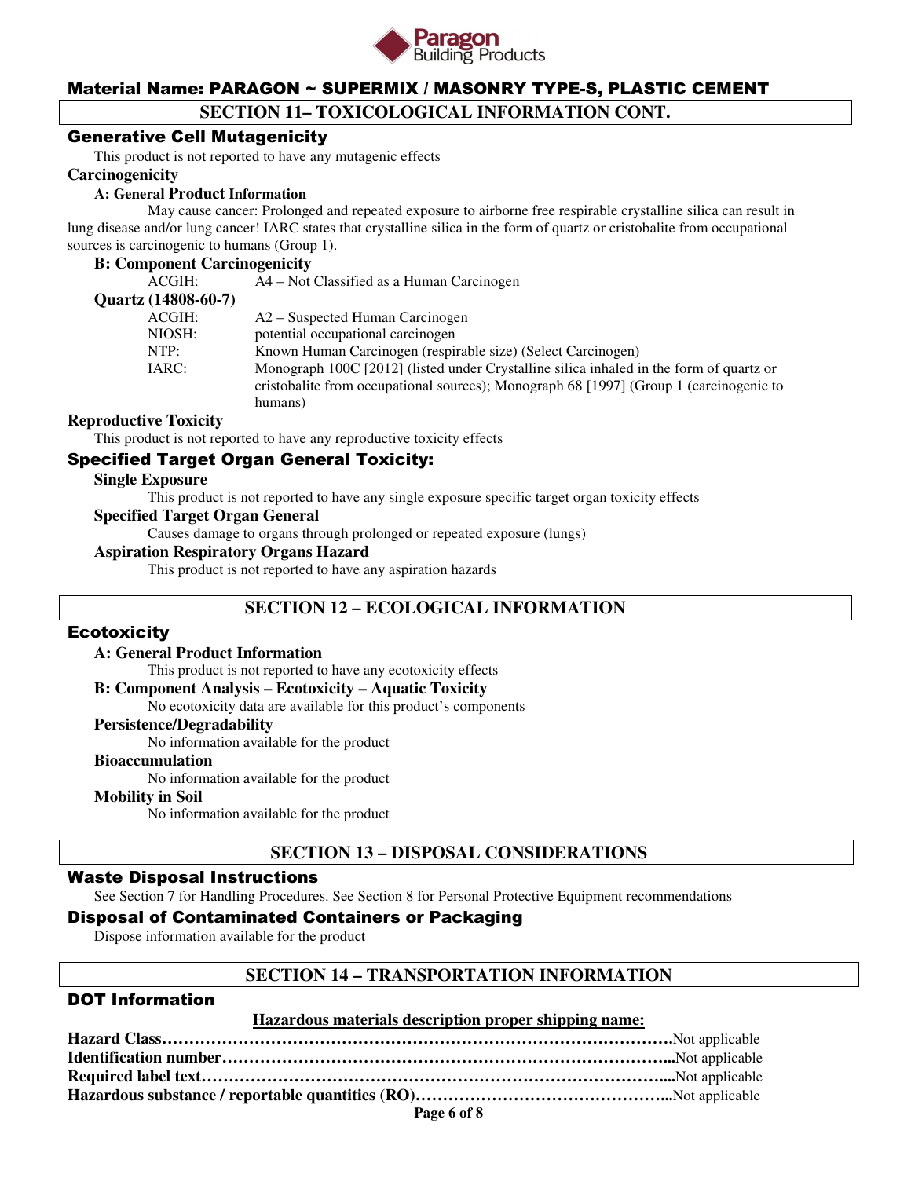**Material Name: PARAGON ~ SUPERMIX / MASONRY TYPE-S, PLASTIC CEMENT**

## SECTION 11– TOXICOLOGICAL INFORMATION CONT.

### Generative Cell Mutagenicity

This product is not reported to have any mutagenic effects

**Carcinogenicity**

**A: General Product Information**

May cause cancer: Prolonged and repeated exposure to airborne free respirable crystalline silica can result in lung disease and/or lung cancer! IARC states that crystalline silica in the form of quartz or cristobalite from occupational sources is carcinogenic to humans (Group 1).

**B: Component Carcinogenicity**

ACGIH: A4 – Not Classified as a Human Carcinogen

**Quartz (14808-60-7)**

| | |
|---|---|
| ACGIH: | A2 – Suspected Human Carcinogen |
| NIOSH: | potential occupational carcinogen |
| NTP: | Known Human Carcinogen (respirable size) (Select Carcinogen) |
| IARC: | Monograph 100C [2012] (listed under Crystalline silica inhaled in the form of quartz or cristobalite from occupational sources); Monograph 68 [1997] (Group 1 (carcinogenic to humans) |

**Reproductive Toxicity**

This product is not reported to have any reproductive toxicity effects

### Specified Target Organ General Toxicity:

**Single Exposure**

This product is not reported to have any single exposure specific target organ toxicity effects

**Specified Target Organ General**

Causes damage to organs through prolonged or repeated exposure (lungs)

**Aspiration Respiratory Organs Hazard**

This product is not reported to have any aspiration hazards

## SECTION 12 – ECOLOGICAL INFORMATION

### Ecotoxicity

**A: General Product Information**

This product is not reported to have any ecotoxicity effects

**B: Component Analysis – Ecotoxicity – Aquatic Toxicity**

No ecotoxicity data are available for this product's components

**Persistence/Degradability**

No information available for the product

**Bioaccumulation**

No information available for the product

**Mobility in Soil**

No information available for the product

## SECTION 13 – DISPOSAL CONSIDERATIONS

### Waste Disposal Instructions

See Section 7 for Handling Procedures. See Section 8 for Personal Protective Equipment recommendations

### Disposal of Contaminated Containers or Packaging

Dispose information available for the product

## SECTION 14 – TRANSPORTATION INFORMATION

### DOT Information

**Hazardous materials description proper shipping name:**

**Hazard Class**……………………………………………………………………………………Not applicable
**Identification number**…………………………………………………………………………...Not applicable
**Required label text**……………………………………………………………………………....Not applicable
**Hazardous substance / reportable quantities (RO)**……………………………………………...Not applicable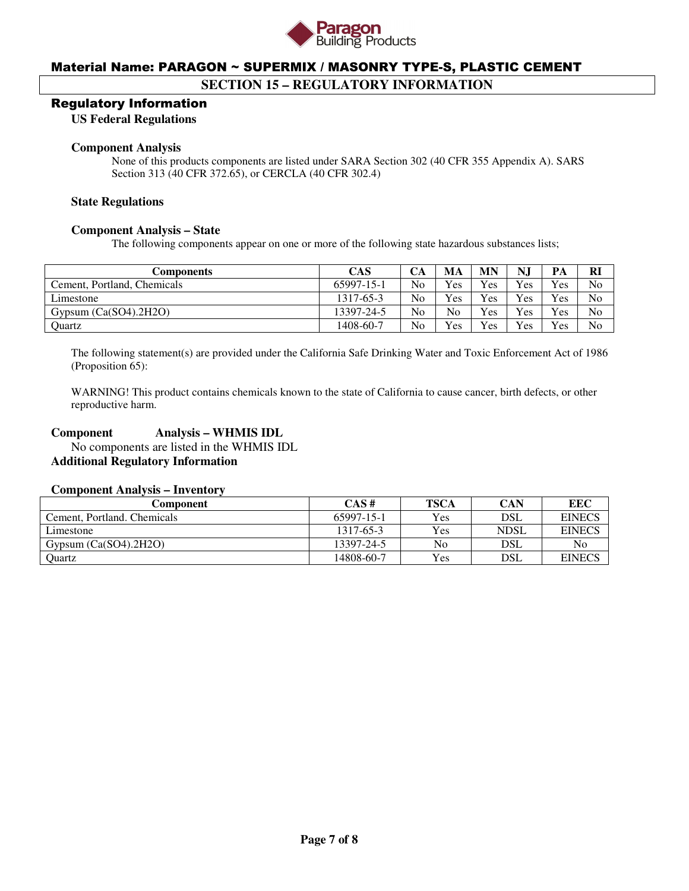# Material Name: PARAGON ~ SUPERMIX / MASONRY TYPE-S, PLASTIC CEMENT

## SECTION 15 – REGULATORY INFORMATION

### Regulatory Information

**US Federal Regulations**

**Component Analysis**

None of this products components are listed under SARA Section 302 (40 CFR 355 Appendix A). SARS Section 313 (40 CFR 372.65), or CERCLA (40 CFR 302.4)

**State Regulations**

**Component Analysis – State**

The following components appear on one or more of the following state hazardous substances lists;

| Components | CAS | CA | MA | MN | NJ | PA | RI |
|---|---|---|---|---|---|---|---|
| Cement, Portland, Chemicals | 65997-15-1 | No | Yes | Yes | Yes | Yes | No |
| Limestone | 1317-65-3 | No | Yes | Yes | Yes | Yes | No |
| Gypsum (Ca(SO4).2H2O) | 13397-24-5 | No | No | Yes | Yes | Yes | No |
| Quartz | 1408-60-7 | No | Yes | Yes | Yes | Yes | No |

The following statement(s) are provided under the California Safe Drinking Water and Toxic Enforcement Act of 1986 (Proposition 65):

WARNING! This product contains chemicals known to the state of California to cause cancer, birth defects, or other reproductive harm.

**Component Analysis – WHMIS IDL**

No components are listed in the WHMIS IDL

**Additional Regulatory Information**

**Component Analysis – Inventory**

| Component | CAS # | TSCA | CAN | EEC |
|---|---|---|---|---|
| Cement, Portland. Chemicals | 65997-15-1 | Yes | DSL | EINECS |
| Limestone | 1317-65-3 | Yes | NDSL | EINECS |
| Gypsum (Ca(SO4).2H2O) | 13397-24-5 | No | DSL | No |
| Quartz | 14808-60-7 | Yes | DSL | EINECS |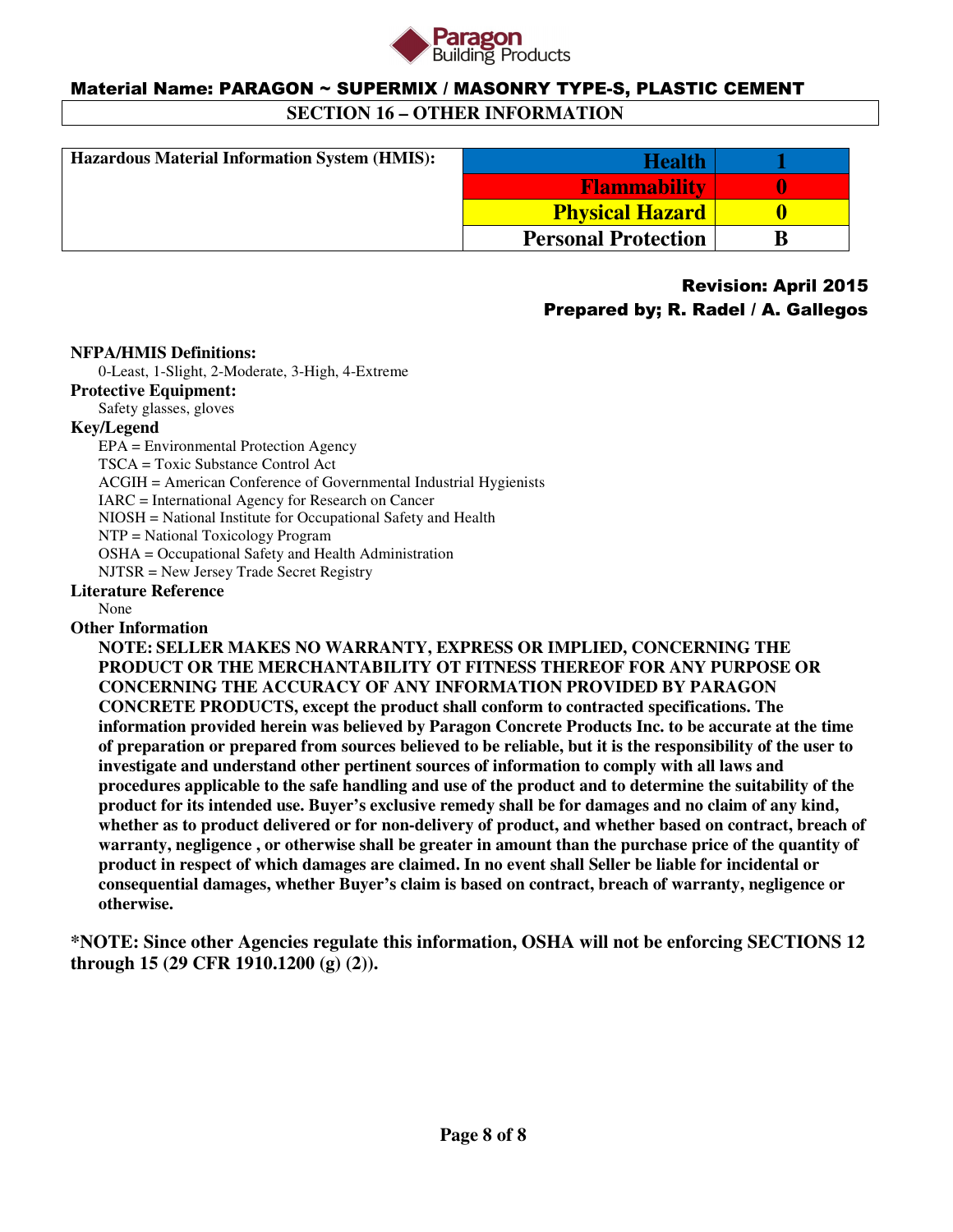# Material Name: PARAGON ~ SUPERMIX / MASONRY TYPE-S, PLASTIC CEMENT

## SECTION 16 – OTHER INFORMATION

| | | |
|---|---|---|
| **Hazardous Material Information System (HMIS):** | **Health** | **1** |
| | **Flammability** | **0** |
| | **Physical Hazard** | **0** |
| | **Personal Protection** | **B** |

**Revision: April 2015**
**Prepared by; R. Radel / A. Gallegos**

**NFPA/HMIS Definitions:**
0-Least, 1-Slight, 2-Moderate, 3-High, 4-Extreme

**Protective Equipment:**
Safety glasses, gloves

**Key/Legend**
EPA = Environmental Protection Agency
TSCA = Toxic Substance Control Act
ACGIH = American Conference of Governmental Industrial Hygienists
IARC = International Agency for Research on Cancer
NIOSH = National Institute for Occupational Safety and Health
NTP = National Toxicology Program
OSHA = Occupational Safety and Health Administration
NJTSR = New Jersey Trade Secret Registry

**Literature Reference**
None

**Other Information**
**NOTE: SELLER MAKES NO WARRANTY, EXPRESS OR IMPLIED, CONCERNING THE PRODUCT OR THE MERCHANTABILITY OT FITNESS THEREOF FOR ANY PURPOSE OR CONCERNING THE ACCURACY OF ANY INFORMATION PROVIDED BY PARAGON CONCRETE PRODUCTS, except the product shall conform to contracted specifications. The information provided herein was believed by Paragon Concrete Products Inc. to be accurate at the time of preparation or prepared from sources believed to be reliable, but it is the responsibility of the user to investigate and understand other pertinent sources of information to comply with all laws and procedures applicable to the safe handling and use of the product and to determine the suitability of the product for its intended use. Buyer's exclusive remedy shall be for damages and no claim of any kind, whether as to product delivered or for non-delivery of product, and whether based on contract, breach of warranty, negligence , or otherwise shall be greater in amount than the purchase price of the quantity of product in respect of which damages are claimed. In no event shall Seller be liable for incidental or consequential damages, whether Buyer's claim is based on contract, breach of warranty, negligence or otherwise.**

**\*NOTE: Since other Agencies regulate this information, OSHA will not be enforcing SECTIONS 12 through 15 (29 CFR 1910.1200 (g) (2)).**